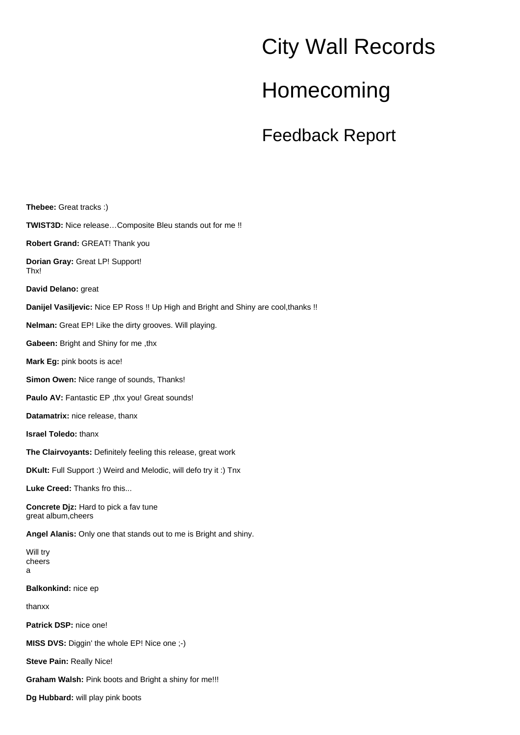# City Wall Records

# Homecoming

## Feedback Report

**Thebee:** Great tracks :)

**TWIST3D:** Nice release…Composite Bleu stands out for me !!

**Robert Grand:** GREAT! Thank you

**Dorian Gray:** Great LP! Support!
Thx!

**David Delano:** great

**Danijel Vasiljevic:** Nice EP Ross !! Up High and Bright and Shiny are cool,thanks !!

**Nelman:** Great EP! Like the dirty grooves. Will playing.

**Gabeen:** Bright and Shiny for me ,thx

**Mark Eg:** pink boots is ace!

**Simon Owen:** Nice range of sounds, Thanks!

**Paulo AV:** Fantastic EP ,thx you! Great sounds!

**Datamatrix:** nice release, thanx

**Israel Toledo:** thanx

**The Clairvoyants:** Definitely feeling this release, great work

**DKult:** Full Support :) Weird and Melodic, will defo try it :) Tnx

**Luke Creed:** Thanks fro this...

**Concrete Djz:** Hard to pick a fav tune
great album,cheers

**Angel Alanis:** Only one that stands out to me is Bright and shiny.

Will try
cheers
a

**Balkonkind:** nice ep

thanxx

**Patrick DSP:** nice one!

**MISS DVS:** Diggin' the whole EP! Nice one ;-)

**Steve Pain:** Really Nice!

**Graham Walsh:** Pink boots and Bright a shiny for me!!!

**Dg Hubbard:** will play pink boots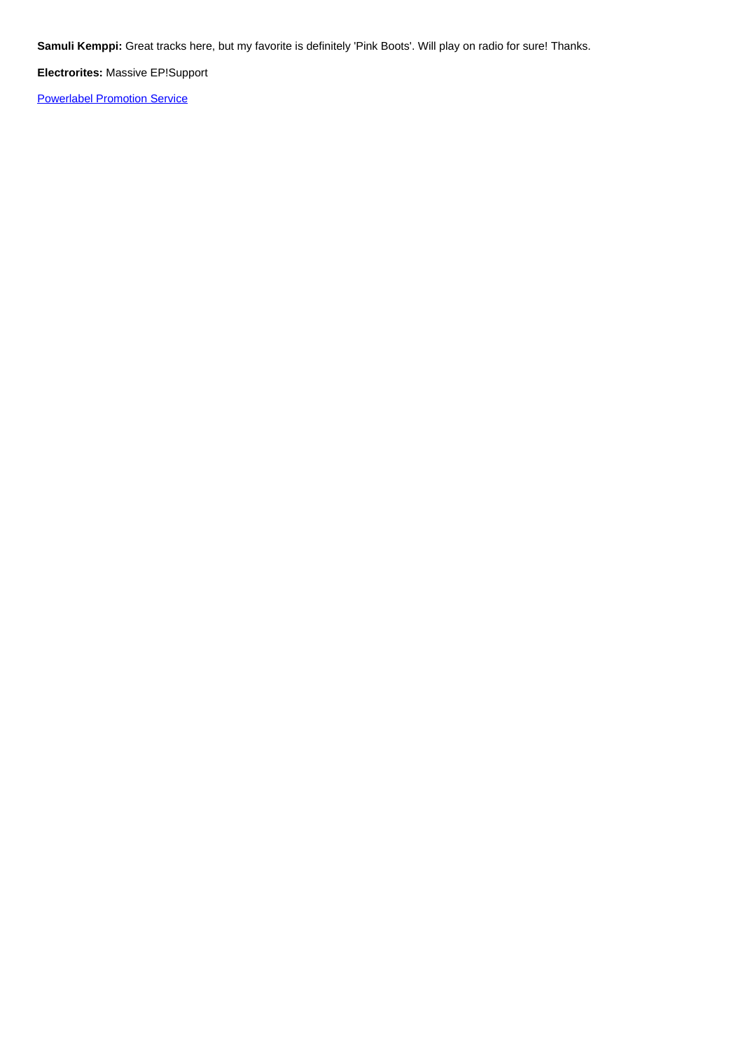**Samuli Kemppi:** Great tracks here, but my favorite is definitely 'Pink Boots'. Will play on radio for sure! Thanks.

**Electrorites:** Massive EP!Support

Powerlabel Promotion Service